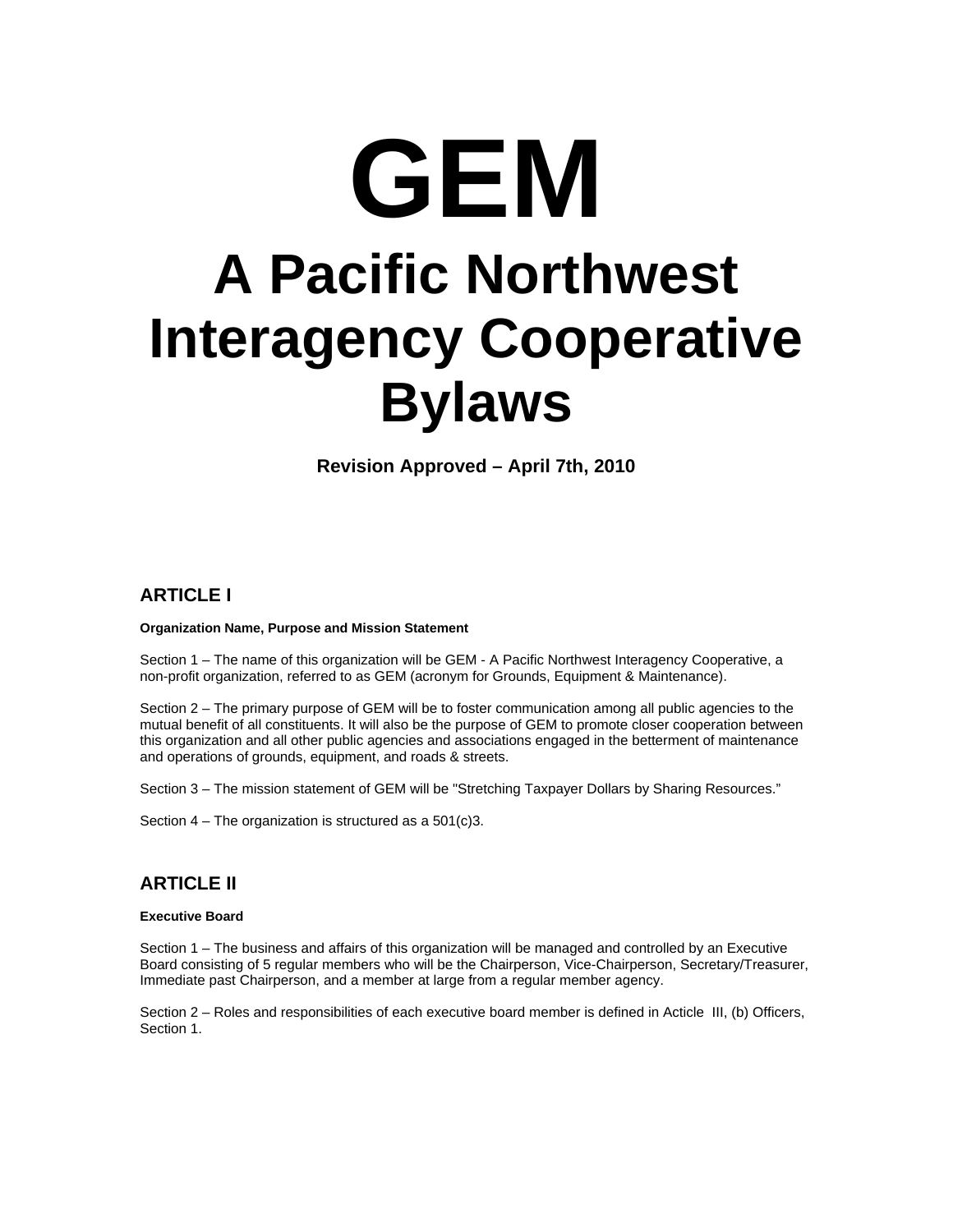# GEM

# A Pacific Northwest Interagency Cooperative Bylaws

**Revision Approved – April 7th, 2010**

## ARTICLE I

**Organization Name, Purpose and Mission Statement**

Section 1 – The name of this organization will be GEM - A Pacific Northwest Interagency Cooperative, a non-profit organization, referred to as GEM (acronym for Grounds, Equipment & Maintenance).

Section 2 – The primary purpose of GEM will be to foster communication among all public agencies to the mutual benefit of all constituents. It will also be the purpose of GEM to promote closer cooperation between this organization and all other public agencies and associations engaged in the betterment of maintenance and operations of grounds, equipment, and roads & streets.

Section 3 – The mission statement of GEM will be "Stretching Taxpayer Dollars by Sharing Resources."

Section 4 – The organization is structured as a 501(c)3.

## ARTICLE II

**Executive Board**

Section 1 – The business and affairs of this organization will be managed and controlled by an Executive Board consisting of 5 regular members who will be the Chairperson, Vice-Chairperson, Secretary/Treasurer, Immediate past Chairperson, and a member at large from a regular member agency.

Section 2 – Roles and responsibilities of each executive board member is defined in Acticle III, (b) Officers, Section 1.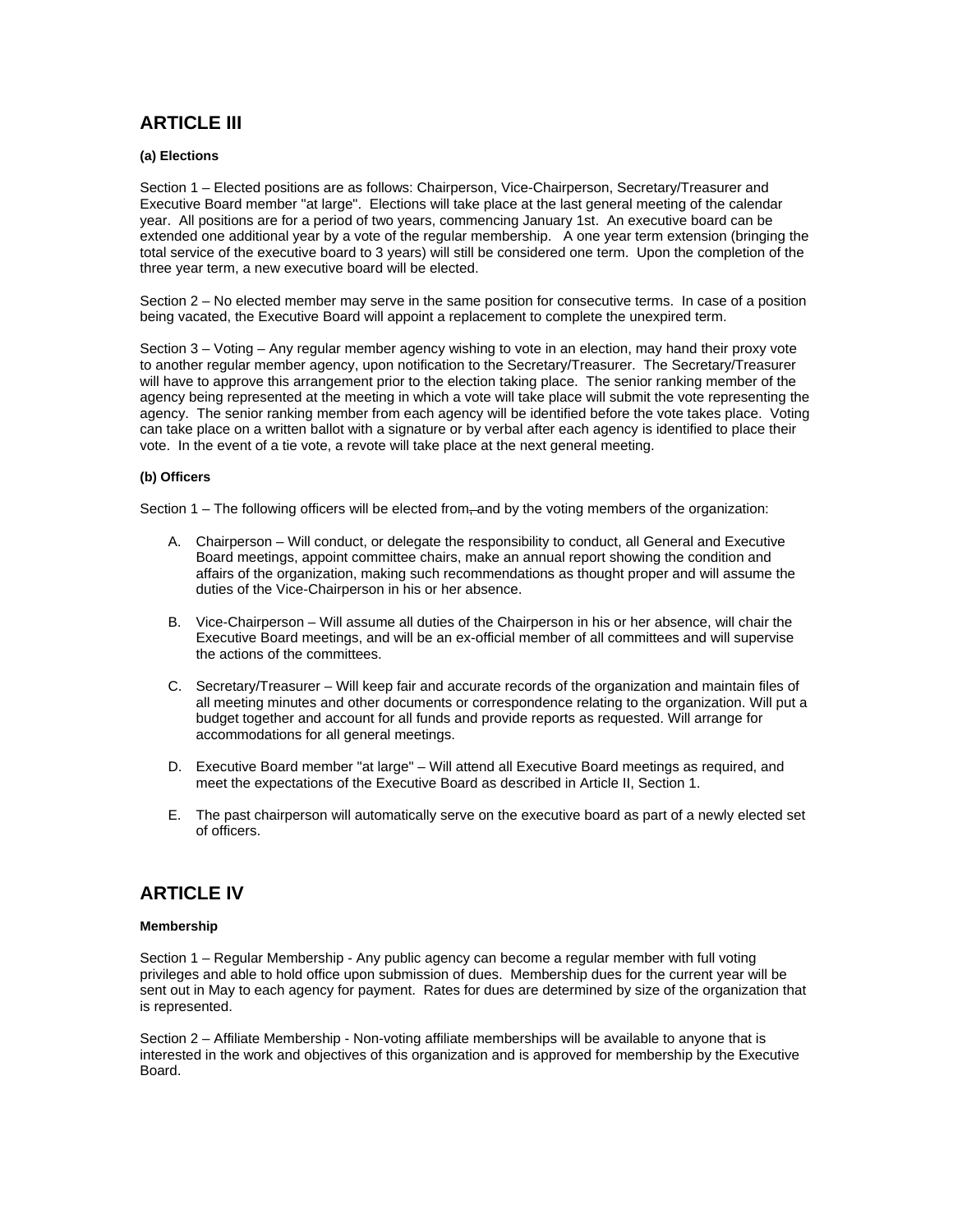## ARTICLE III

**(a) Elections**

Section 1 – Elected positions are as follows: Chairperson, Vice-Chairperson, Secretary/Treasurer and Executive Board member "at large". Elections will take place at the last general meeting of the calendar year. All positions are for a period of two years, commencing January 1st. An executive board can be extended one additional year by a vote of the regular membership. A one year term extension (bringing the total service of the executive board to 3 years) will still be considered one term. Upon the completion of the three year term, a new executive board will be elected.

Section 2 – No elected member may serve in the same position for consecutive terms. In case of a position being vacated, the Executive Board will appoint a replacement to complete the unexpired term.

Section 3 – Voting – Any regular member agency wishing to vote in an election, may hand their proxy vote to another regular member agency, upon notification to the Secretary/Treasurer. The Secretary/Treasurer will have to approve this arrangement prior to the election taking place. The senior ranking member of the agency being represented at the meeting in which a vote will take place will submit the vote representing the agency. The senior ranking member from each agency will be identified before the vote takes place. Voting can take place on a written ballot with a signature or by verbal after each agency is identified to place their vote. In the event of a tie vote, a revote will take place at the next general meeting.

**(b) Officers**

Section 1 – The following officers will be elected from~~,~~ and by the voting members of the organization:

A. Chairperson – Will conduct, or delegate the responsibility to conduct, all General and Executive Board meetings, appoint committee chairs, make an annual report showing the condition and affairs of the organization, making such recommendations as thought proper and will assume the duties of the Vice-Chairperson in his or her absence.

B. Vice-Chairperson – Will assume all duties of the Chairperson in his or her absence, will chair the Executive Board meetings, and will be an ex-official member of all committees and will supervise the actions of the committees.

C. Secretary/Treasurer – Will keep fair and accurate records of the organization and maintain files of all meeting minutes and other documents or correspondence relating to the organization. Will put a budget together and account for all funds and provide reports as requested. Will arrange for accommodations for all general meetings.

D. Executive Board member "at large" – Will attend all Executive Board meetings as required, and meet the expectations of the Executive Board as described in Article II, Section 1.

E. The past chairperson will automatically serve on the executive board as part of a newly elected set of officers.

## ARTICLE IV

**Membership**

Section 1 – Regular Membership - Any public agency can become a regular member with full voting privileges and able to hold office upon submission of dues. Membership dues for the current year will be sent out in May to each agency for payment. Rates for dues are determined by size of the organization that is represented.

Section 2 – Affiliate Membership - Non-voting affiliate memberships will be available to anyone that is interested in the work and objectives of this organization and is approved for membership by the Executive Board.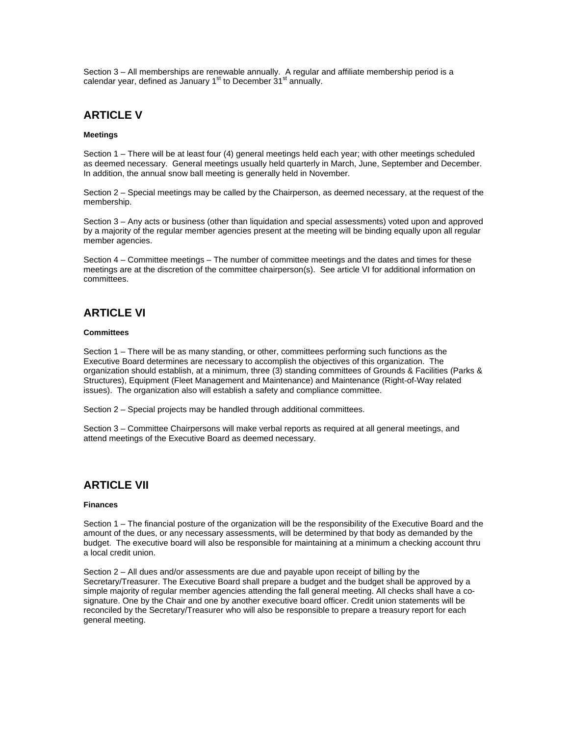Section 3 – All memberships are renewable annually. A regular and affiliate membership period is a calendar year, defined as January 1st to December 31st annually.

## ARTICLE V

**Meetings**

Section 1 – There will be at least four (4) general meetings held each year; with other meetings scheduled as deemed necessary. General meetings usually held quarterly in March, June, September and December. In addition, the annual snow ball meeting is generally held in November.

Section 2 – Special meetings may be called by the Chairperson, as deemed necessary, at the request of the membership.

Section 3 – Any acts or business (other than liquidation and special assessments) voted upon and approved by a majority of the regular member agencies present at the meeting will be binding equally upon all regular member agencies.

Section 4 – Committee meetings – The number of committee meetings and the dates and times for these meetings are at the discretion of the committee chairperson(s). See article VI for additional information on committees.

## ARTICLE VI

**Committees**

Section 1 – There will be as many standing, or other, committees performing such functions as the Executive Board determines are necessary to accomplish the objectives of this organization. The organization should establish, at a minimum, three (3) standing committees of Grounds & Facilities (Parks & Structures), Equipment (Fleet Management and Maintenance) and Maintenance (Right-of-Way related issues). The organization also will establish a safety and compliance committee.

Section 2 – Special projects may be handled through additional committees.

Section 3 – Committee Chairpersons will make verbal reports as required at all general meetings, and attend meetings of the Executive Board as deemed necessary.

## ARTICLE VII

**Finances**

Section 1 – The financial posture of the organization will be the responsibility of the Executive Board and the amount of the dues, or any necessary assessments, will be determined by that body as demanded by the budget. The executive board will also be responsible for maintaining at a minimum a checking account thru a local credit union.

Section 2 – All dues and/or assessments are due and payable upon receipt of billing by the Secretary/Treasurer. The Executive Board shall prepare a budget and the budget shall be approved by a simple majority of regular member agencies attending the fall general meeting. All checks shall have a co-signature. One by the Chair and one by another executive board officer. Credit union statements will be reconciled by the Secretary/Treasurer who will also be responsible to prepare a treasury report for each general meeting.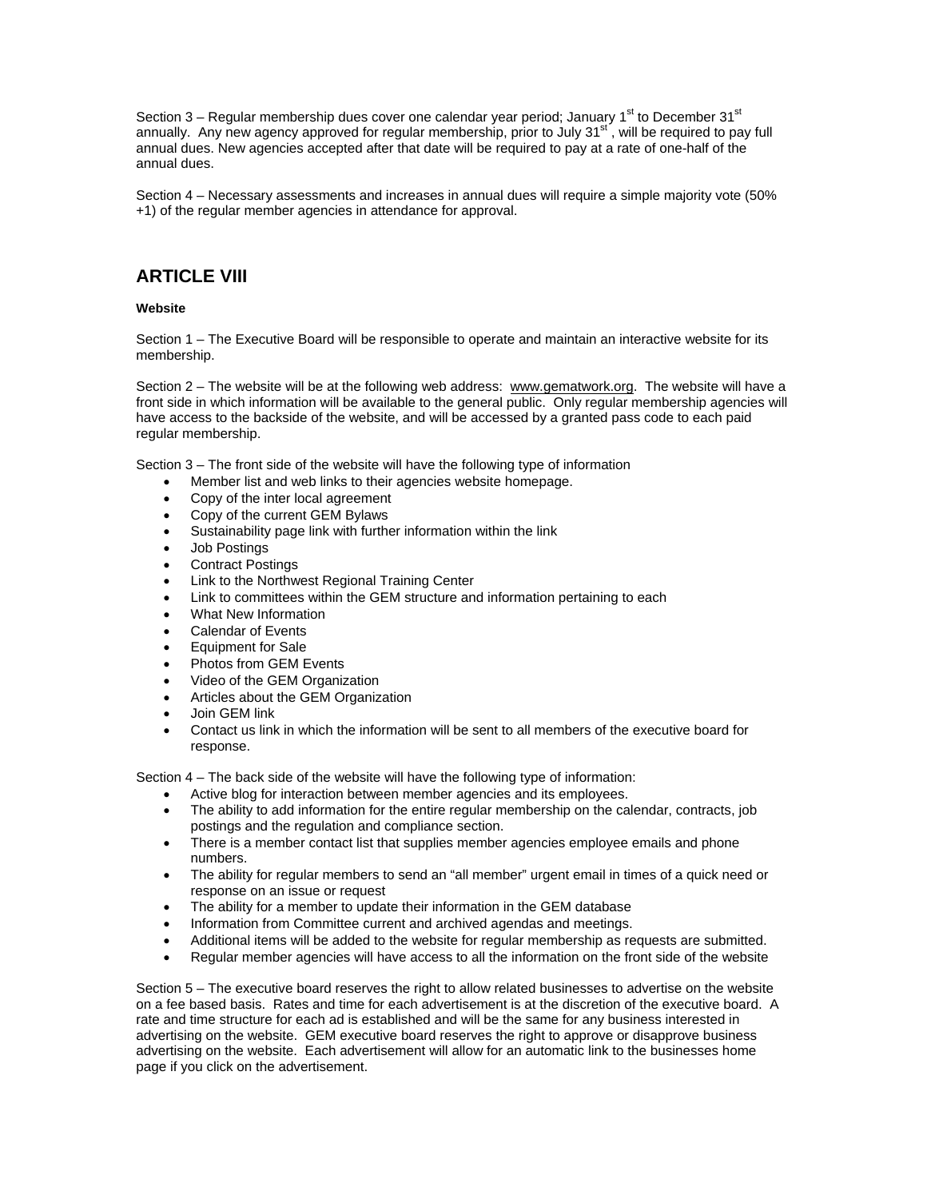Section 3 – Regular membership dues cover one calendar year period; January 1st to December 31st annually. Any new agency approved for regular membership, prior to July 31st, will be required to pay full annual dues. New agencies accepted after that date will be required to pay at a rate of one-half of the annual dues.

Section 4 – Necessary assessments and increases in annual dues will require a simple majority vote (50% +1) of the regular member agencies in attendance for approval.

## ARTICLE VIII

**Website**

Section 1 – The Executive Board will be responsible to operate and maintain an interactive website for its membership.

Section 2 – The website will be at the following web address: www.gematwork.org. The website will have a front side in which information will be available to the general public. Only regular membership agencies will have access to the backside of the website, and will be accessed by a granted pass code to each paid regular membership.

Section 3 – The front side of the website will have the following type of information

- Member list and web links to their agencies website homepage.
- Copy of the inter local agreement
- Copy of the current GEM Bylaws
- Sustainability page link with further information within the link
- Job Postings
- Contract Postings
- Link to the Northwest Regional Training Center
- Link to committees within the GEM structure and information pertaining to each
- What New Information
- Calendar of Events
- Equipment for Sale
- Photos from GEM Events
- Video of the GEM Organization
- Articles about the GEM Organization
- Join GEM link
- Contact us link in which the information will be sent to all members of the executive board for response.

Section 4 – The back side of the website will have the following type of information:

- Active blog for interaction between member agencies and its employees.
- The ability to add information for the entire regular membership on the calendar, contracts, job postings and the regulation and compliance section.
- There is a member contact list that supplies member agencies employee emails and phone numbers.
- The ability for regular members to send an "all member" urgent email in times of a quick need or response on an issue or request
- The ability for a member to update their information in the GEM database
- Information from Committee current and archived agendas and meetings.
- Additional items will be added to the website for regular membership as requests are submitted.
- Regular member agencies will have access to all the information on the front side of the website

Section 5 – The executive board reserves the right to allow related businesses to advertise on the website on a fee based basis. Rates and time for each advertisement is at the discretion of the executive board. A rate and time structure for each ad is established and will be the same for any business interested in advertising on the website. GEM executive board reserves the right to approve or disapprove business advertising on the website. Each advertisement will allow for an automatic link to the businesses home page if you click on the advertisement.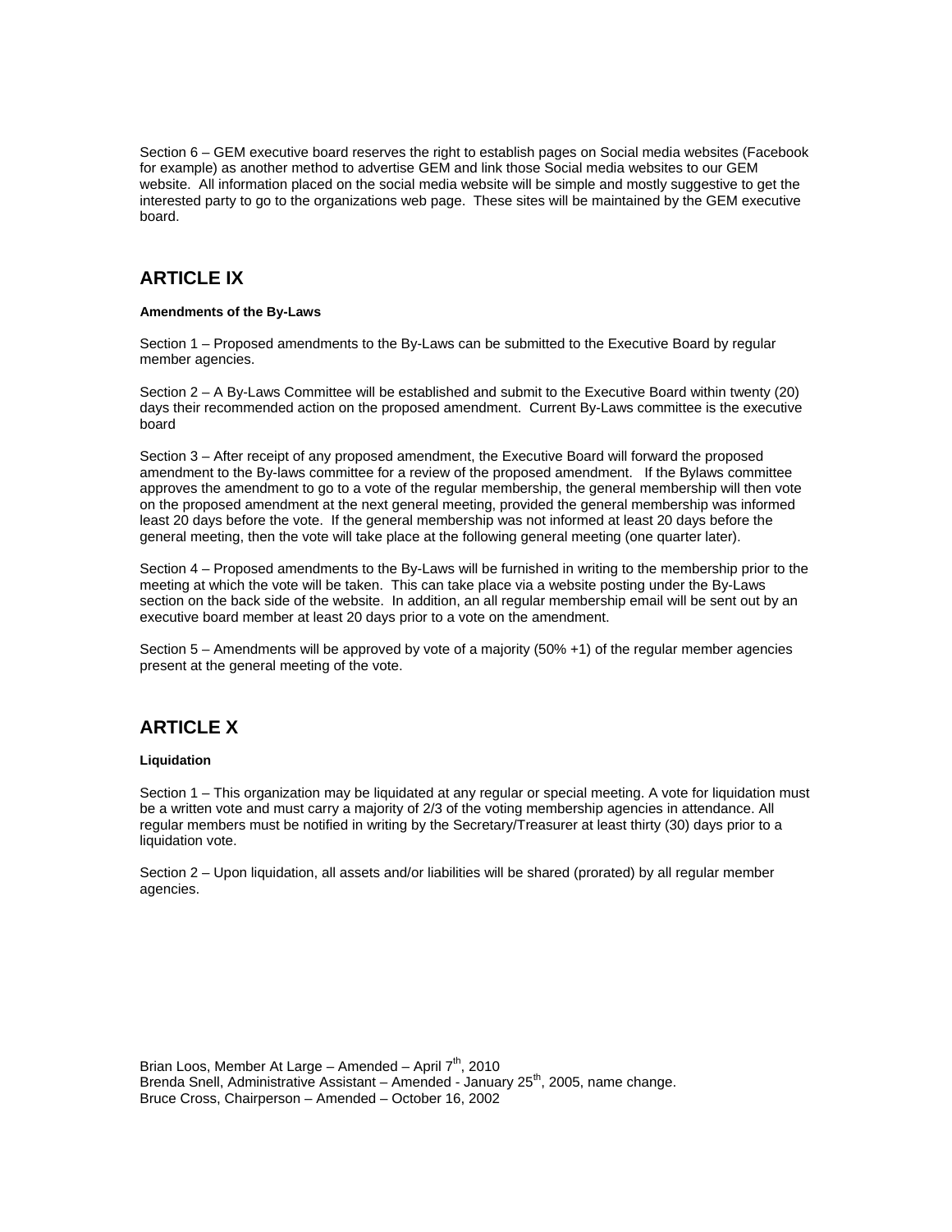Section 6 – GEM executive board reserves the right to establish pages on Social media websites (Facebook for example) as another method to advertise GEM and link those Social media websites to our GEM website. All information placed on the social media website will be simple and mostly suggestive to get the interested party to go to the organizations web page. These sites will be maintained by the GEM executive board.

## ARTICLE IX

**Amendments of the By-Laws**

Section 1 – Proposed amendments to the By-Laws can be submitted to the Executive Board by regular member agencies.

Section 2 – A By-Laws Committee will be established and submit to the Executive Board within twenty (20) days their recommended action on the proposed amendment. Current By-Laws committee is the executive board

Section 3 – After receipt of any proposed amendment, the Executive Board will forward the proposed amendment to the By-laws committee for a review of the proposed amendment. If the Bylaws committee approves the amendment to go to a vote of the regular membership, the general membership will then vote on the proposed amendment at the next general meeting, provided the general membership was informed least 20 days before the vote. If the general membership was not informed at least 20 days before the general meeting, then the vote will take place at the following general meeting (one quarter later).

Section 4 – Proposed amendments to the By-Laws will be furnished in writing to the membership prior to the meeting at which the vote will be taken. This can take place via a website posting under the By-Laws section on the back side of the website. In addition, an all regular membership email will be sent out by an executive board member at least 20 days prior to a vote on the amendment.

Section 5 – Amendments will be approved by vote of a majority (50% +1) of the regular member agencies present at the general meeting of the vote.

## ARTICLE X

**Liquidation**

Section 1 – This organization may be liquidated at any regular or special meeting. A vote for liquidation must be a written vote and must carry a majority of 2/3 of the voting membership agencies in attendance. All regular members must be notified in writing by the Secretary/Treasurer at least thirty (30) days prior to a liquidation vote.

Section 2 – Upon liquidation, all assets and/or liabilities will be shared (prorated) by all regular member agencies.

Brian Loos, Member At Large – Amended – April 7th, 2010
Brenda Snell, Administrative Assistant – Amended - January 25th, 2005, name change.
Bruce Cross, Chairperson – Amended – October 16, 2002